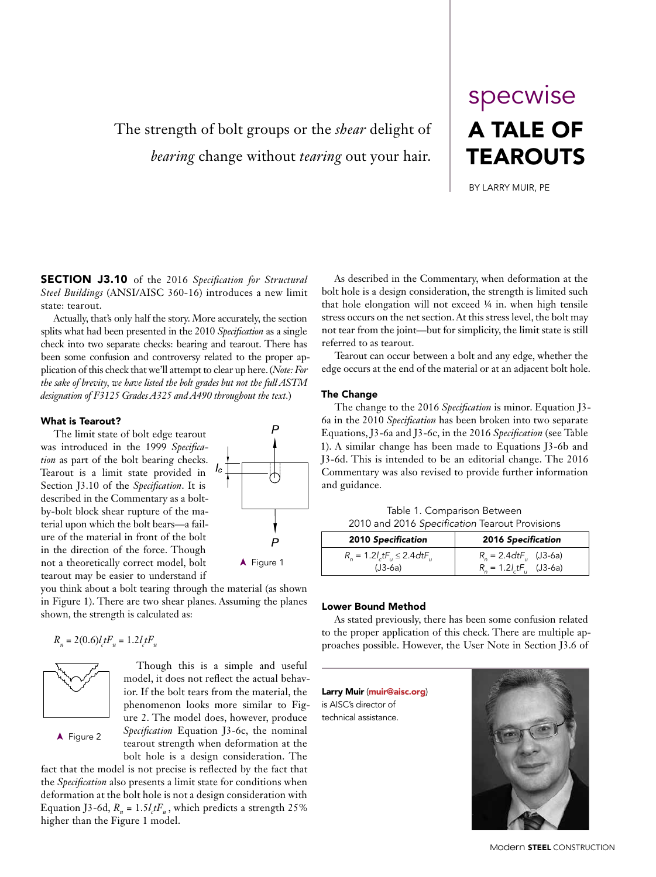specwise

# A TALE OF TEAROUTS

BY LARRY MUIR, PE

The strength of bolt groups or the *shear* delight of *bearing* change without *tearing* out your hair.

**SECTION J3.10** of the 2016 *Specification for Structural Steel Buildings* (ANSI/AISC 360-16) introduces a new limit state: tearout.

Actually, that's only half the story. More accurately, the section splits what had been presented in the 2010 *Specification* as a single check into two separate checks: bearing and tearout. There has been some confusion and controversy related to the proper application of this check that we'll attempt to clear up here. (*Note: For the sake of brevity, we have listed the bolt grades but not the full ASTM designation of F3125 Grades A325 and A490 throughout the text.*)

### What is Tearout?

The limit state of bolt edge tearout was introduced in the 1999 *Specification* as part of the bolt bearing checks. Tearout is a limit state provided in Section J3.10 of the *Specification*. It is described in the Commentary as a bolt-by-bolt block shear rupture of the material upon which the bolt bears—a failure of the material in front of the bolt in the direction of the force. Though not a theoretically correct model, bolt tearout may be easier to understand if you think about a bolt tearing through the material (as shown in Figure 1). There are two shear planes. Assuming the planes shown, the strength is calculated as:

Figure 1

$$R_n = 2(0.6)l_c tF_u = 1.2l_c tF_u$$

Figure 2

Though this is a simple and useful model, it does not reflect the actual behavior. If the bolt tears from the material, the phenomenon looks more similar to Figure 2. The model does, however, produce *Specification* Equation J3-6c, the nominal tearout strength when deformation at the bolt hole is a design consideration. The fact that the model is not precise is reflected by the fact that the *Specification* also presents a limit state for conditions when deformation at the bolt hole is not a design consideration with Equation J3-6d, $R_n = 1.5l_c tF_u$, which predicts a strength 25% higher than the Figure 1 model.

As described in the Commentary, when deformation at the bolt hole is a design consideration, the strength is limited such that hole elongation will not exceed ¼ in. when high tensile stress occurs on the net section. At this stress level, the bolt may not tear from the joint—but for simplicity, the limit state is still referred to as tearout.

Tearout can occur between a bolt and any edge, whether the edge occurs at the end of the material or at an adjacent bolt hole.

### The Change

The change to the 2016 *Specification* is minor. Equation J3-6a in the 2010 *Specification* has been broken into two separate Equations, J3-6a and J3-6c, in the 2016 *Specification* (see Table 1). A similar change has been made to Equations J3-6b and J3-6d. This is intended to be an editorial change. The 2016 Commentary was also revised to provide further information and guidance.

Table 1. Comparison Between 2010 and 2016 *Specification* Tearout Provisions

| 2010 *Specification* | 2016 *Specification* |
|---|---|
| $R_n = 1.2l_c tF_u \leq 2.4dtF_u$ (J3-6a) | $R_n = 2.4dtF_u$ (J3-6a)<br>$R_n = 1.2l_c tF_u$ (J3-6a) |

### Lower Bound Method

As stated previously, there has been some confusion related to the proper application of this check. There are multiple approaches possible. However, the User Note in Section J3.6 of

**Larry Muir** (muir@aisc.org) is AISC's director of technical assistance.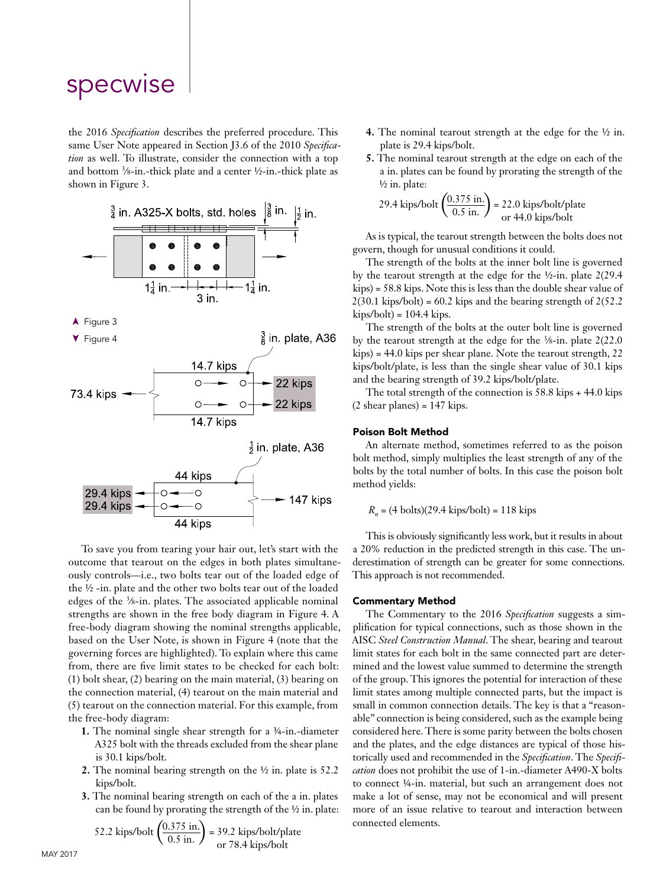the 2016 *Specification* describes the preferred procedure. This same User Note appeared in Section J3.6 of the 2010 *Specification* as well. To illustrate, consider the connection with a top and bottom ⅜-in.-thick plate and a center ½-in.-thick plate as shown in Figure 3.

▲ Figure 3

▼ Figure 4

To save you from tearing your hair out, let's start with the outcome that tearout on the edges in both plates simultaneously controls—i.e., two bolts tear out of the loaded edge of the ½ -in. plate and the other two bolts tear out of the loaded edges of the ⅜-in. plates. The associated applicable nominal strengths are shown in the free body diagram in Figure 4. A free-body diagram showing the nominal strengths applicable, based on the User Note, is shown in Figure 4 (note that the governing forces are highlighted). To explain where this came from, there are five limit states to be checked for each bolt: (1) bolt shear, (2) bearing on the main material, (3) bearing on the connection material, (4) tearout on the main material and (5) tearout on the connection material. For this example, from the free-body diagram:

1. The nominal single shear strength for a ¾-in.-diameter A325 bolt with the threads excluded from the shear plane is 30.1 kips/bolt.
2. The nominal bearing strength on the ½ in. plate is 52.2 kips/bolt.
3. The nominal bearing strength on each of the a in. plates can be found by prorating the strength of the ½ in. plate:

$$52.2 \text{ kips/bolt} \left(\frac{0.375 \text{ in.}}{0.5 \text{ in.}}\right) = 39.2 \text{ kips/bolt/plate or } 78.4 \text{ kips/bolt}$$

4. The nominal tearout strength at the edge for the ½ in. plate is 29.4 kips/bolt.
5. The nominal tearout strength at the edge on each of the a in. plates can be found by prorating the strength of the ½ in. plate:

$$29.4 \text{ kips/bolt} \left(\frac{0.375 \text{ in.}}{0.5 \text{ in.}}\right) = 22.0 \text{ kips/bolt/plate or } 44.0 \text{ kips/bolt}$$

As is typical, the tearout strength between the bolts does not govern, though for unusual conditions it could.

The strength of the bolts at the inner bolt line is governed by the tearout strength at the edge for the ½-in. plate 2(29.4 kips) = 58.8 kips. Note this is less than the double shear value of 2(30.1 kips/bolt) = 60.2 kips and the bearing strength of 2(52.2 kips/bolt) = 104.4 kips.

The strength of the bolts at the outer bolt line is governed by the tearout strength at the edge for the ⅜-in. plate 2(22.0 kips) = 44.0 kips per shear plane. Note the tearout strength, 22 kips/bolt/plate, is less than the single shear value of 30.1 kips and the bearing strength of 39.2 kips/bolt/plate.

The total strength of the connection is 58.8 kips + 44.0 kips (2 shear planes) = 147 kips.

### Poison Bolt Method

An alternate method, sometimes referred to as the poison bolt method, simply multiplies the least strength of any of the bolts by the total number of bolts. In this case the poison bolt method yields:

$$R_n = (4 \text{ bolts})(29.4 \text{ kips/bolt}) = 118 \text{ kips}$$

This is obviously significantly less work, but it results in about a 20% reduction in the predicted strength in this case. The underestimation of strength can be greater for some connections. This approach is not recommended.

### Commentary Method

The Commentary to the 2016 *Specification* suggests a simplification for typical connections, such as those shown in the AISC *Steel Construction Manual*. The shear, bearing and tearout limit states for each bolt in the same connected part are determined and the lowest value summed to determine the strength of the group. This ignores the potential for interaction of these limit states among multiple connected parts, but the impact is small in common connection details. The key is that a "reasonable" connection is being considered, such as the example being considered here. There is some parity between the bolts chosen and the plates, and the edge distances are typical of those historically used and recommended in the *Specification*. The *Specification* does not prohibit the use of 1-in.-diameter A490-X bolts to connect ¼-in. material, but such an arrangement does not make a lot of sense, may not be economical and will present more of an issue relative to tearout and interaction between connected elements.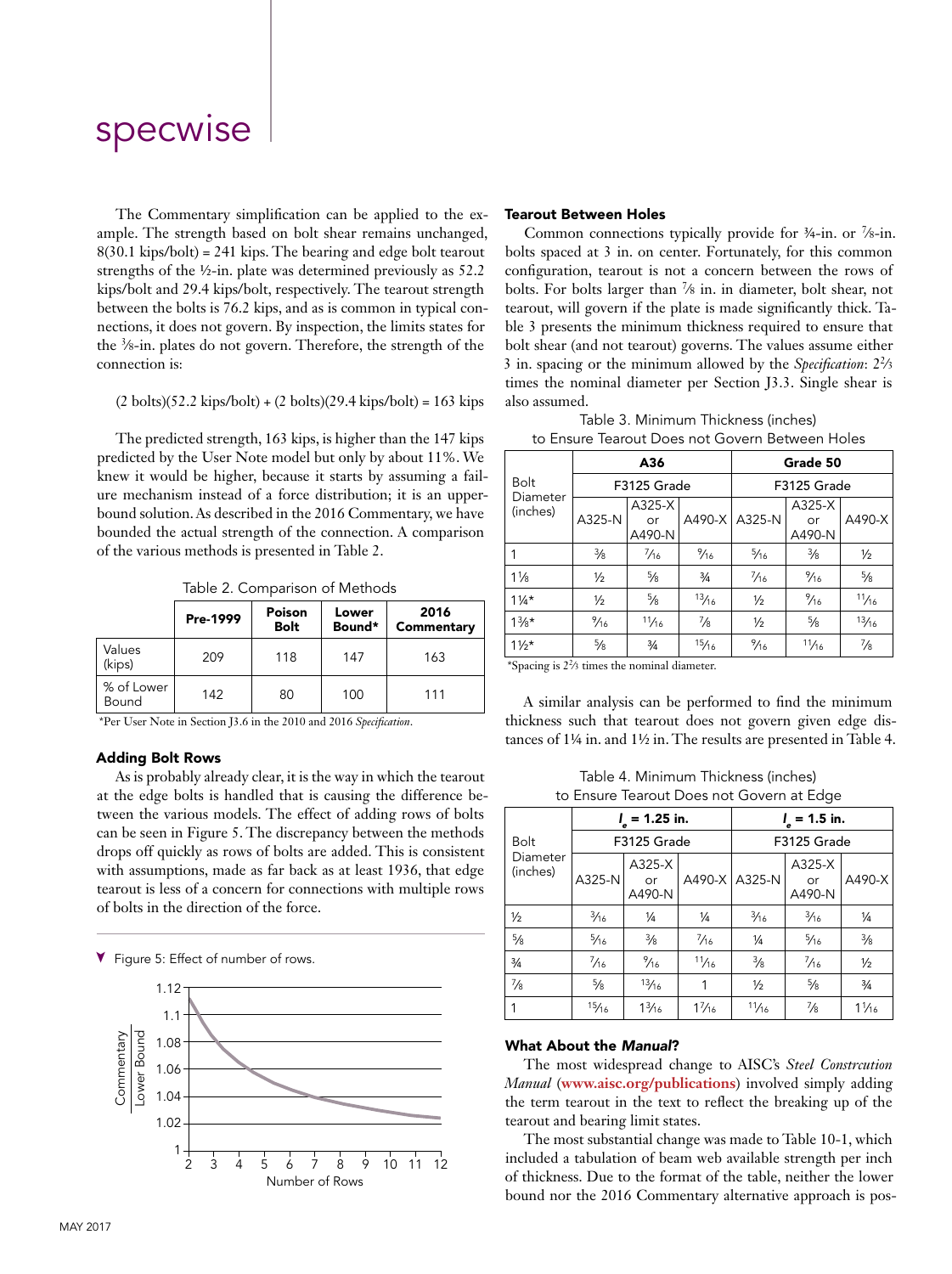The Commentary simplification can be applied to the example. The strength based on bolt shear remains unchanged, 8(30.1 kips/bolt) = 241 kips. The bearing and edge bolt tearout strengths of the ½-in. plate was determined previously as 52.2 kips/bolt and 29.4 kips/bolt, respectively. The tearout strength between the bolts is 76.2 kips, and as is common in typical connections, it does not govern. By inspection, the limits states for the ⅜-in. plates do not govern. Therefore, the strength of the connection is:

(2 bolts)(52.2 kips/bolt) + (2 bolts)(29.4 kips/bolt) = 163 kips

The predicted strength, 163 kips, is higher than the 147 kips predicted by the User Note model but only by about 11%. We knew it would be higher, because it starts by assuming a failure mechanism instead of a force distribution; it is an upper-bound solution. As described in the 2016 Commentary, we have bounded the actual strength of the connection. A comparison of the various methods is presented in Table 2.

Table 2. Comparison of Methods

| | Pre-1999 | Poison Bolt | Lower Bound* | 2016 Commentary |
|---|---|---|---|---|
| Values (kips) | 209 | 118 | 147 | 163 |
| % of Lower Bound | 142 | 80 | 100 | 111 |

*Per User Note in Section J3.6 in the 2010 and 2016 *Specification*.

#### Adding Bolt Rows

As is probably already clear, it is the way in which the tearout at the edge bolts is handled that is causing the difference between the various models. The effect of adding rows of bolts can be seen in Figure 5. The discrepancy between the methods drops off quickly as rows of bolts are added. This is consistent with assumptions, made as far back as at least 1936, that edge tearout is less of a concern for connections with multiple rows of bolts in the direction of the force.

Figure 5: Effect of number of rows.

#### Tearout Between Holes

Common connections typically provide for ¾-in. or ⅞-in. bolts spaced at 3 in. on center. Fortunately, for this common configuration, tearout is not a concern between the rows of bolts. For bolts larger than ⅞ in. in diameter, bolt shear, not tearout, will govern if the plate is made significantly thick. Table 3 presents the minimum thickness required to ensure that bolt shear (and not tearout) governs. The values assume either 3 in. spacing or the minimum allowed by the *Specification*: 2⅔ times the nominal diameter per Section J3.3. Single shear is also assumed.

Table 3. Minimum Thickness (inches) to Ensure Tearout Does not Govern Between Holes

| Bolt Diameter (inches) | A36 | | | Grade 50 | | |
|---|---|---|---|---|---|---|
| | F3125 Grade | | | F3125 Grade | | |
| | A325-N | A325-X or A490-N | A490-X | A325-N | A325-X or A490-N | A490-X |
| 1 | ⅜ | 7/16 | 9/16 | 5/16 | ⅜ | ½ |
| 1⅛ | ½ | ⅝ | ¾ | 7/16 | 9/16 | ⅝ |
| 1¼* | ½ | ⅝ | 13/16 | ½ | 9/16 | 11/16 |
| 1⅜* | 9/16 | 11/16 | ⅞ | ½ | ⅝ | 13/16 |
| 1½* | ⅝ | ¾ | 15/16 | 9/16 | 11/16 | ⅞ |

*Spacing is 2⅔ times the nominal diameter.

A similar analysis can be performed to find the minimum thickness such that tearout does not govern given edge distances of 1¼ in. and 1½ in. The results are presented in Table 4.

Table 4. Minimum Thickness (inches) to Ensure Tearout Does not Govern at Edge

| Bolt Diameter (inches) | $l_e$ = 1.25 in. | | | $l_e$ = 1.5 in. | | |
|---|---|---|---|---|---|---|
| | F3125 Grade | | | F3125 Grade | | |
| | A325-N | A325-X or A490-N | A490-X | A325-N | A325-X or A490-N | A490-X |
| ½ | 3/16 | ¼ | ¼ | 3/16 | 3/16 | ¼ |
| ⅝ | 5/16 | ⅜ | 7/16 | ¼ | 5/16 | ⅜ |
| ¾ | 7/16 | 9/16 | 11/16 | ⅜ | 7/16 | ½ |
| ⅞ | ⅝ | 13/16 | 1 | ½ | ⅝ | ¾ |
| 1 | 15/16 | 1 3/16 | 1 7/16 | 11/16 | ⅞ | 1 1/16 |

#### What About the *Manual*?

The most widespread change to AISC's *Steel Constrcution Manual* (**www.aisc.org/publications**) involved simply adding the term tearout in the text to reflect the breaking up of the tearout and bearing limit states.

The most substantial change was made to Table 10-1, which included a tabulation of beam web available strength per inch of thickness. Due to the format of the table, neither the lower bound nor the 2016 Commentary alternative approach is pos-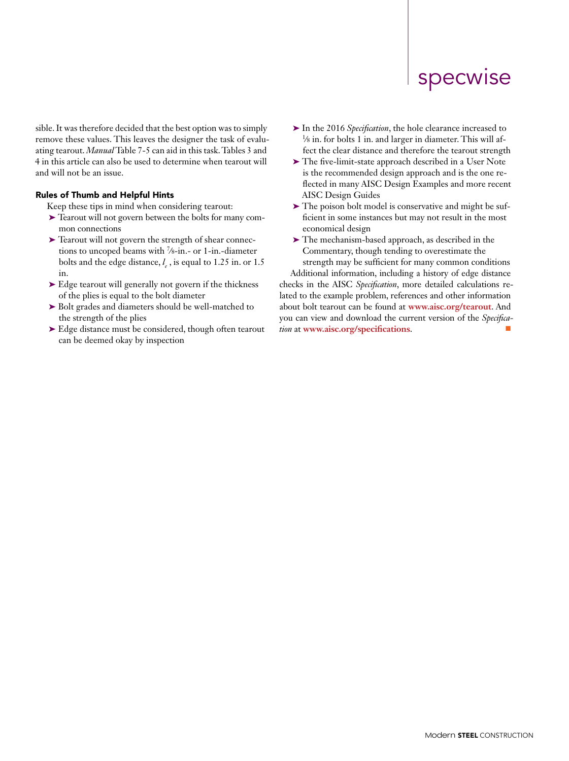sible. It was therefore decided that the best option was to simply remove these values. This leaves the designer the task of evaluating tearout. *Manual* Table 7-5 can aid in this task. Tables 3 and 4 in this article can also be used to determine when tearout will and will not be an issue.

### Rules of Thumb and Helpful Hints

Keep these tips in mind when considering tearout:

- Tearout will not govern between the bolts for many common connections
- Tearout will not govern the strength of shear connections to uncoped beams with ⅞-in.- or 1-in.-diameter bolts and the edge distance, $l_e$, is equal to 1.25 in. or 1.5 in.
- Edge tearout will generally not govern if the thickness of the plies is equal to the bolt diameter
- Bolt grades and diameters should be well-matched to the strength of the plies
- Edge distance must be considered, though often tearout can be deemed okay by inspection
- In the 2016 *Specification*, the hole clearance increased to ⅛ in. for bolts 1 in. and larger in diameter. This will affect the clear distance and therefore the tearout strength
- The five-limit-state approach described in a User Note is the recommended design approach and is the one reflected in many AISC Design Examples and more recent AISC Design Guides
- The poison bolt model is conservative and might be sufficient in some instances but may not result in the most economical design
- The mechanism-based approach, as described in the Commentary, though tending to overestimate the strength may be sufficient for many common conditions

Additional information, including a history of edge distance checks in the AISC *Specification*, more detailed calculations related to the example problem, references and other information about bolt tearout can be found at **www.aisc.org/tearout**. And you can view and download the current version of the *Specification* at **www.aisc.org/specifications**.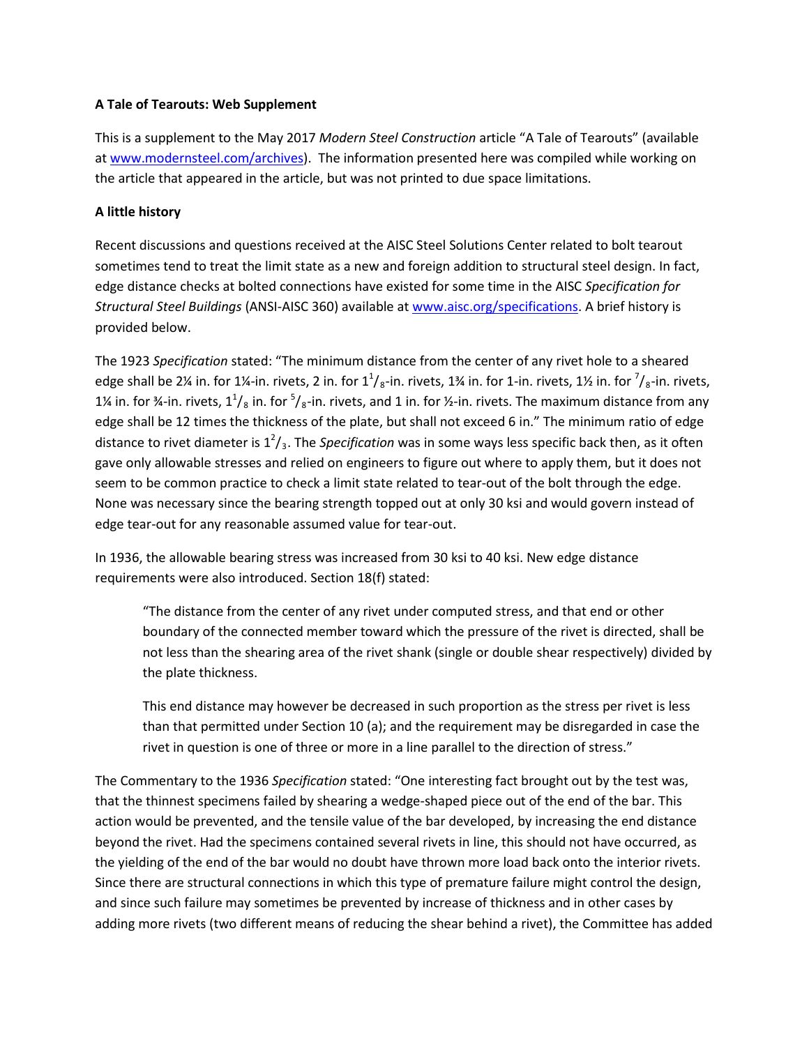**A Tale of Tearouts: Web Supplement**

This is a supplement to the May 2017 *Modern Steel Construction* article "A Tale of Tearouts" (available at www.modernsteel.com/archives). The information presented here was compiled while working on the article that appeared in the article, but was not printed to due space limitations.

**A little history**

Recent discussions and questions received at the AISC Steel Solutions Center related to bolt tearout sometimes tend to treat the limit state as a new and foreign addition to structural steel design. In fact, edge distance checks at bolted connections have existed for some time in the AISC *Specification for Structural Steel Buildings* (ANSI-AISC 360) available at www.aisc.org/specifications. A brief history is provided below.

The 1923 *Specification* stated: "The minimum distance from the center of any rivet hole to a sheared edge shall be 2¼ in. for 1¼-in. rivets, 2 in. for $1^1/_8$-in. rivets, 1¾ in. for 1-in. rivets, 1½ in. for $^7/_8$-in. rivets, 1¼ in. for ¾-in. rivets, $1^1/_8$ in. for $^5/_8$-in. rivets, and 1 in. for ½-in. rivets. The maximum distance from any edge shall be 12 times the thickness of the plate, but shall not exceed 6 in." The minimum ratio of edge distance to rivet diameter is $1^2/_3$. The *Specification* was in some ways less specific back then, as it often gave only allowable stresses and relied on engineers to figure out where to apply them, but it does not seem to be common practice to check a limit state related to tear-out of the bolt through the edge. None was necessary since the bearing strength topped out at only 30 ksi and would govern instead of edge tear-out for any reasonable assumed value for tear-out.

In 1936, the allowable bearing stress was increased from 30 ksi to 40 ksi. New edge distance requirements were also introduced. Section 18(f) stated:

> "The distance from the center of any rivet under computed stress, and that end or other boundary of the connected member toward which the pressure of the rivet is directed, shall be not less than the shearing area of the rivet shank (single or double shear respectively) divided by the plate thickness.
>
> This end distance may however be decreased in such proportion as the stress per rivet is less than that permitted under Section 10 (a); and the requirement may be disregarded in case the rivet in question is one of three or more in a line parallel to the direction of stress."

The Commentary to the 1936 *Specification* stated: "One interesting fact brought out by the test was, that the thinnest specimens failed by shearing a wedge-shaped piece out of the end of the bar. This action would be prevented, and the tensile value of the bar developed, by increasing the end distance beyond the rivet. Had the specimens contained several rivets in line, this should not have occurred, as the yielding of the end of the bar would no doubt have thrown more load back onto the interior rivets. Since there are structural connections in which this type of premature failure might control the design, and since such failure may sometimes be prevented by increase of thickness and in other cases by adding more rivets (two different means of reducing the shear behind a rivet), the Committee has added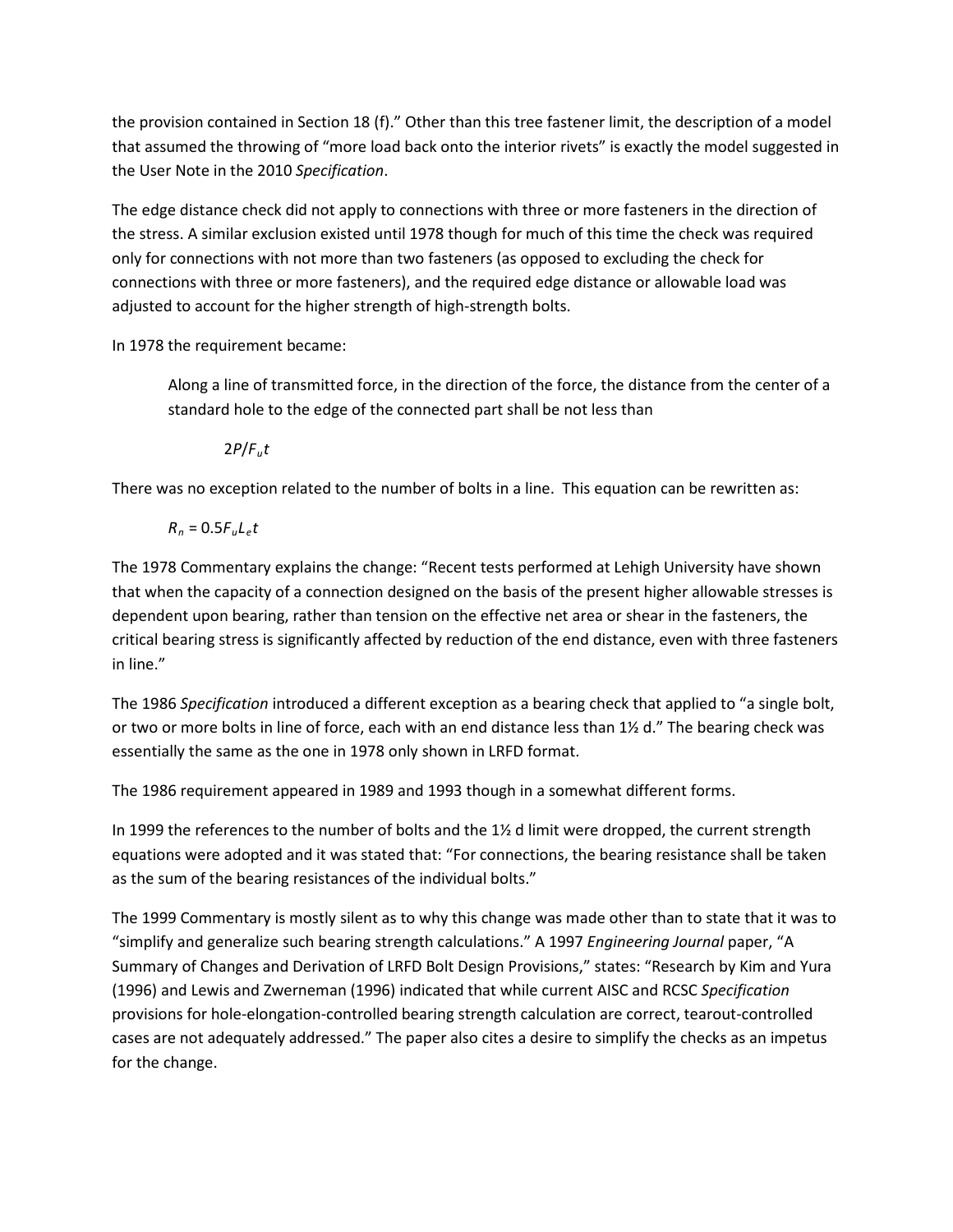the provision contained in Section 18 (f)." Other than this tree fastener limit, the description of a model that assumed the throwing of "more load back onto the interior rivets" is exactly the model suggested in the User Note in the 2010 *Specification*.

The edge distance check did not apply to connections with three or more fasteners in the direction of the stress. A similar exclusion existed until 1978 though for much of this time the check was required only for connections with not more than two fasteners (as opposed to excluding the check for connections with three or more fasteners), and the required edge distance or allowable load was adjusted to account for the higher strength of high-strength bolts.

In 1978 the requirement became:

> Along a line of transmitted force, in the direction of the force, the distance from the center of a standard hole to the edge of the connected part shall be not less than
>
> $2P/F_ut$

There was no exception related to the number of bolts in a line. This equation can be rewritten as:

$$R_n = 0.5F_uL_et$$

The 1978 Commentary explains the change: "Recent tests performed at Lehigh University have shown that when the capacity of a connection designed on the basis of the present higher allowable stresses is dependent upon bearing, rather than tension on the effective net area or shear in the fasteners, the critical bearing stress is significantly affected by reduction of the end distance, even with three fasteners in line."

The 1986 *Specification* introduced a different exception as a bearing check that applied to "a single bolt, or two or more bolts in line of force, each with an end distance less than 1½ d." The bearing check was essentially the same as the one in 1978 only shown in LRFD format.

The 1986 requirement appeared in 1989 and 1993 though in a somewhat different forms.

In 1999 the references to the number of bolts and the 1½ d limit were dropped, the current strength equations were adopted and it was stated that: "For connections, the bearing resistance shall be taken as the sum of the bearing resistances of the individual bolts."

The 1999 Commentary is mostly silent as to why this change was made other than to state that it was to "simplify and generalize such bearing strength calculations." A 1997 *Engineering Journal* paper, "A Summary of Changes and Derivation of LRFD Bolt Design Provisions," states: "Research by Kim and Yura (1996) and Lewis and Zwerneman (1996) indicated that while current AISC and RCSC *Specification* provisions for hole-elongation-controlled bearing strength calculation are correct, tearout-controlled cases are not adequately addressed." The paper also cites a desire to simplify the checks as an impetus for the change.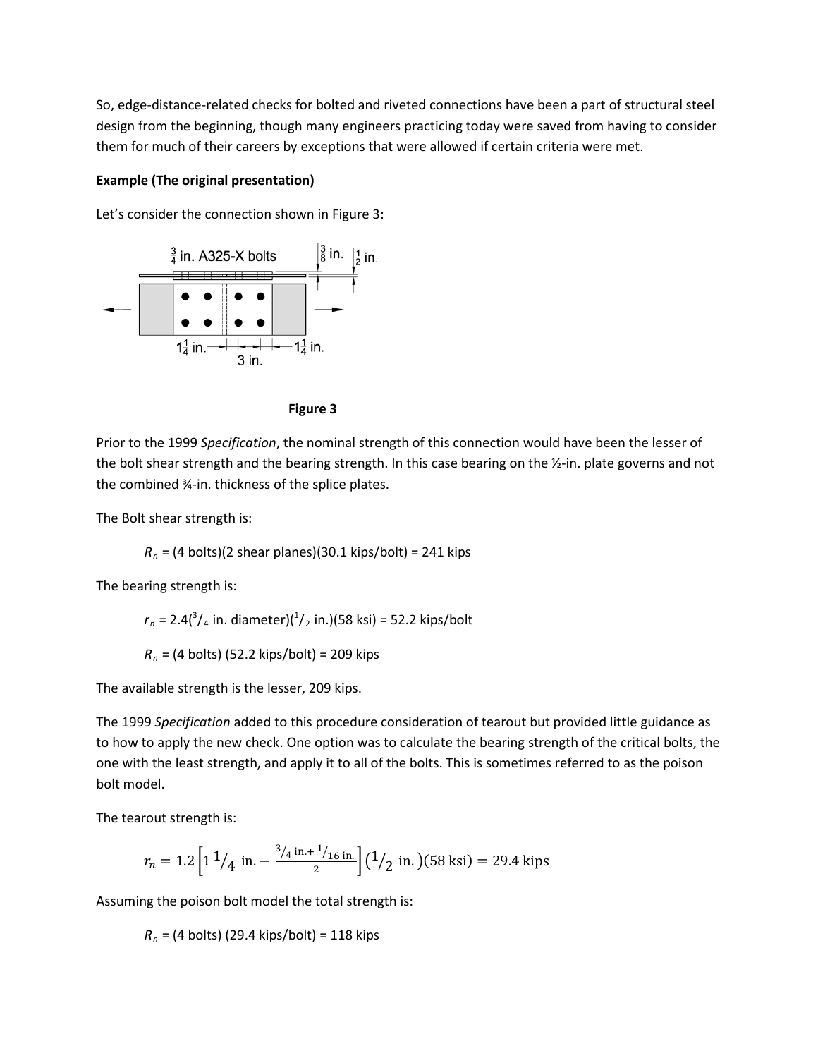So, edge-distance-related checks for bolted and riveted connections have been a part of structural steel design from the beginning, though many engineers practicing today were saved from having to consider them for much of their careers by exceptions that were allowed if certain criteria were met.

**Example (The original presentation)**

Let's consider the connection shown in Figure 3:

Figure 3

Prior to the 1999 *Specification*, the nominal strength of this connection would have been the lesser of the bolt shear strength and the bearing strength. In this case bearing on the ½-in. plate governs and not the combined ¾-in. thickness of the splice plates.

The Bolt shear strength is:

$R_n$ = (4 bolts)(2 shear planes)(30.1 kips/bolt) = 241 kips

The bearing strength is:

$r_n = 2.4(^3/_4 \text{ in. diameter})(^1/_2 \text{ in.})(58 \text{ ksi}) = 52.2 \text{ kips/bolt}$

$R_n$ = (4 bolts) (52.2 kips/bolt) = 209 kips

The available strength is the lesser, 209 kips.

The 1999 *Specification* added to this procedure consideration of tearout but provided little guidance as to how to apply the new check. One option was to calculate the bearing strength of the critical bolts, the one with the least strength, and apply it to all of the bolts. This is sometimes referred to as the poison bolt model.

The tearout strength is:

$$r_n = 1.2\left[1\,^1/_4 \text{ in.} - \frac{^3/_4 \text{ in.} + ^1/_{16} \text{ in.}}{2}\right](^1/_2 \text{ in.})(58 \text{ ksi}) = 29.4 \text{ kips}$$

Assuming the poison bolt model the total strength is:

$R_n$ = (4 bolts) (29.4 kips/bolt) = 118 kips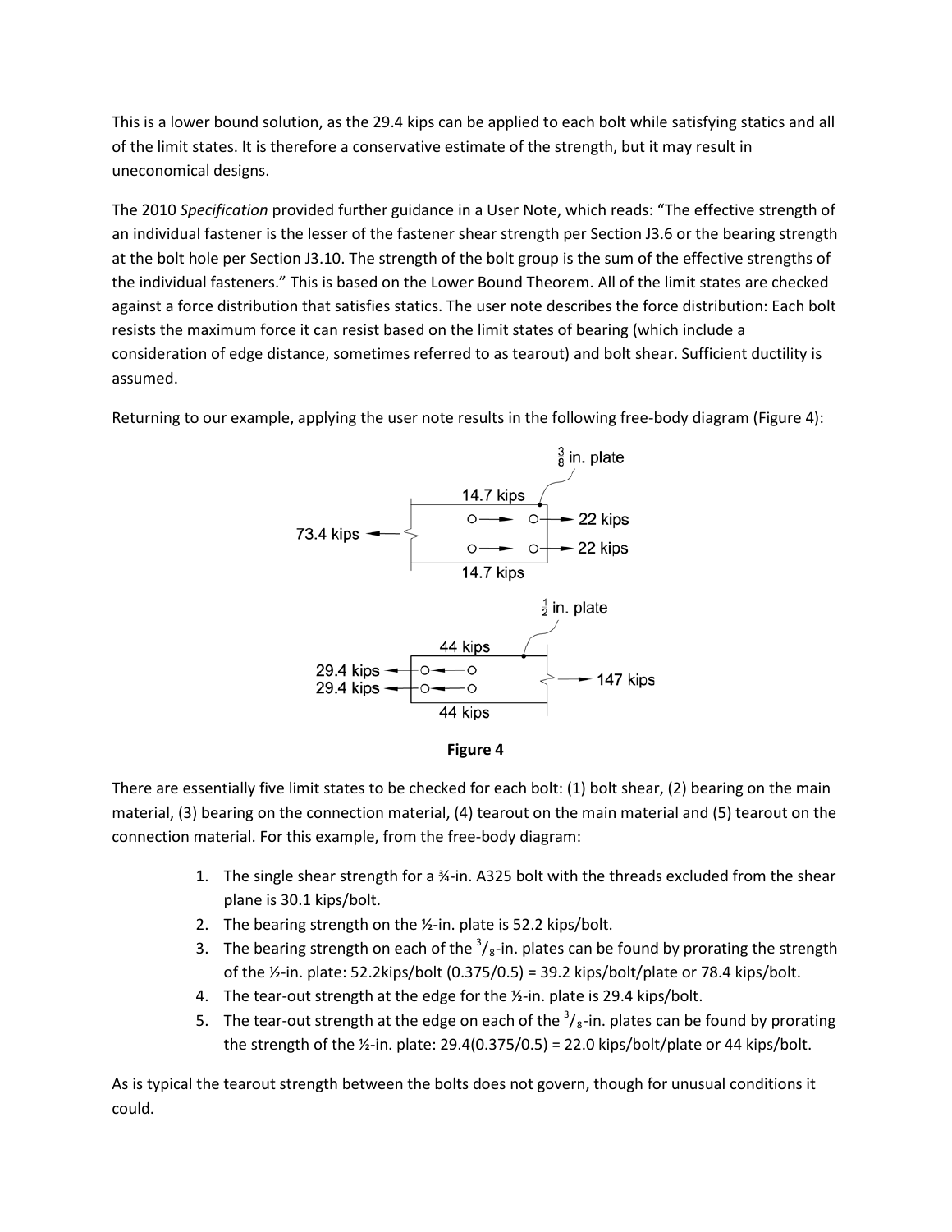This is a lower bound solution, as the 29.4 kips can be applied to each bolt while satisfying statics and all of the limit states. It is therefore a conservative estimate of the strength, but it may result in uneconomical designs.

The 2010 *Specification* provided further guidance in a User Note, which reads: "The effective strength of an individual fastener is the lesser of the fastener shear strength per Section J3.6 or the bearing strength at the bolt hole per Section J3.10. The strength of the bolt group is the sum of the effective strengths of the individual fasteners." This is based on the Lower Bound Theorem. All of the limit states are checked against a force distribution that satisfies statics. The user note describes the force distribution: Each bolt resists the maximum force it can resist based on the limit states of bearing (which include a consideration of edge distance, sometimes referred to as tearout) and bolt shear. Sufficient ductility is assumed.

Returning to our example, applying the user note results in the following free-body diagram (Figure 4):

**Figure 4**

There are essentially five limit states to be checked for each bolt: (1) bolt shear, (2) bearing on the main material, (3) bearing on the connection material, (4) tearout on the main material and (5) tearout on the connection material. For this example, from the free-body diagram:

1. The single shear strength for a ¾-in. A325 bolt with the threads excluded from the shear plane is 30.1 kips/bolt.
2. The bearing strength on the ½-in. plate is 52.2 kips/bolt.
3. The bearing strength on each of the $^3/_8$-in. plates can be found by prorating the strength of the ½-in. plate: 52.2kips/bolt (0.375/0.5) = 39.2 kips/bolt/plate or 78.4 kips/bolt.
4. The tear-out strength at the edge for the ½-in. plate is 29.4 kips/bolt.
5. The tear-out strength at the edge on each of the $^3/_8$-in. plates can be found by prorating the strength of the ½-in. plate: 29.4(0.375/0.5) = 22.0 kips/bolt/plate or 44 kips/bolt.

As is typical the tearout strength between the bolts does not govern, though for unusual conditions it could.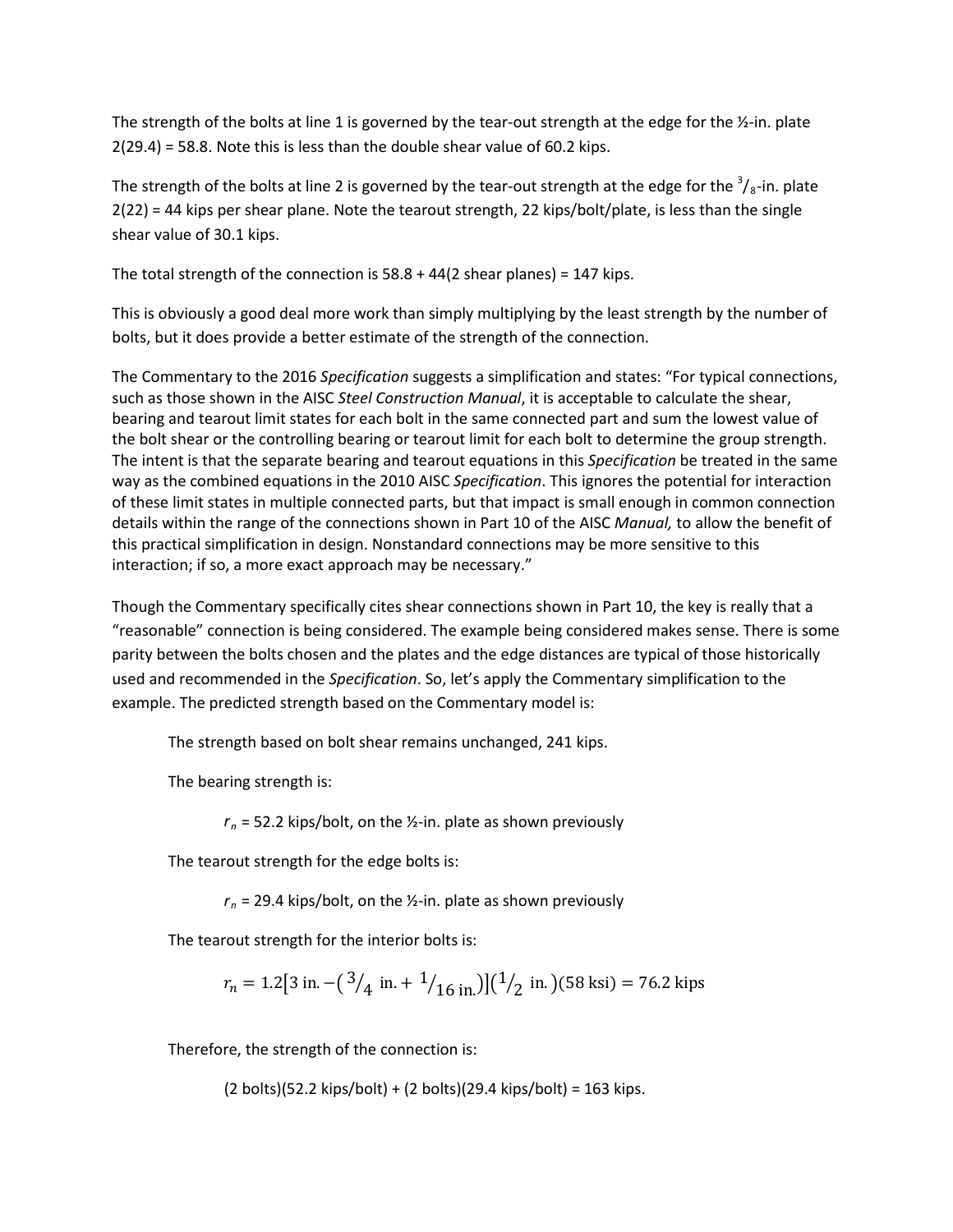The strength of the bolts at line 1 is governed by the tear-out strength at the edge for the ½-in. plate 2(29.4) = 58.8. Note this is less than the double shear value of 60.2 kips.

The strength of the bolts at line 2 is governed by the tear-out strength at the edge for the $^{3}/_{8}$-in. plate 2(22) = 44 kips per shear plane. Note the tearout strength, 22 kips/bolt/plate, is less than the single shear value of 30.1 kips.

The total strength of the connection is 58.8 + 44(2 shear planes) = 147 kips.

This is obviously a good deal more work than simply multiplying by the least strength by the number of bolts, but it does provide a better estimate of the strength of the connection.

The Commentary to the 2016 *Specification* suggests a simplification and states: "For typical connections, such as those shown in the AISC *Steel Construction Manual*, it is acceptable to calculate the shear, bearing and tearout limit states for each bolt in the same connected part and sum the lowest value of the bolt shear or the controlling bearing or tearout limit for each bolt to determine the group strength. The intent is that the separate bearing and tearout equations in this *Specification* be treated in the same way as the combined equations in the 2010 AISC *Specification*. This ignores the potential for interaction of these limit states in multiple connected parts, but that impact is small enough in common connection details within the range of the connections shown in Part 10 of the AISC *Manual,* to allow the benefit of this practical simplification in design. Nonstandard connections may be more sensitive to this interaction; if so, a more exact approach may be necessary."

Though the Commentary specifically cites shear connections shown in Part 10, the key is really that a "reasonable" connection is being considered. The example being considered makes sense. There is some parity between the bolts chosen and the plates and the edge distances are typical of those historically used and recommended in the *Specification*. So, let's apply the Commentary simplification to the example. The predicted strength based on the Commentary model is:

The strength based on bolt shear remains unchanged, 241 kips.

The bearing strength is:

$r_n$ = 52.2 kips/bolt, on the ½-in. plate as shown previously

The tearout strength for the edge bolts is:

$r_n$ = 29.4 kips/bolt, on the ½-in. plate as shown previously

The tearout strength for the interior bolts is:

$$r_n = 1.2\left[3\text{ in.} - \left(\tfrac{3}{4}\text{ in.} + \tfrac{1}{16}\text{ in.}\right)\right]\left(\tfrac{1}{2}\text{ in.}\right)(58\text{ ksi}) = 76.2\text{ kips}$$

Therefore, the strength of the connection is:

(2 bolts)(52.2 kips/bolt) + (2 bolts)(29.4 kips/bolt) = 163 kips.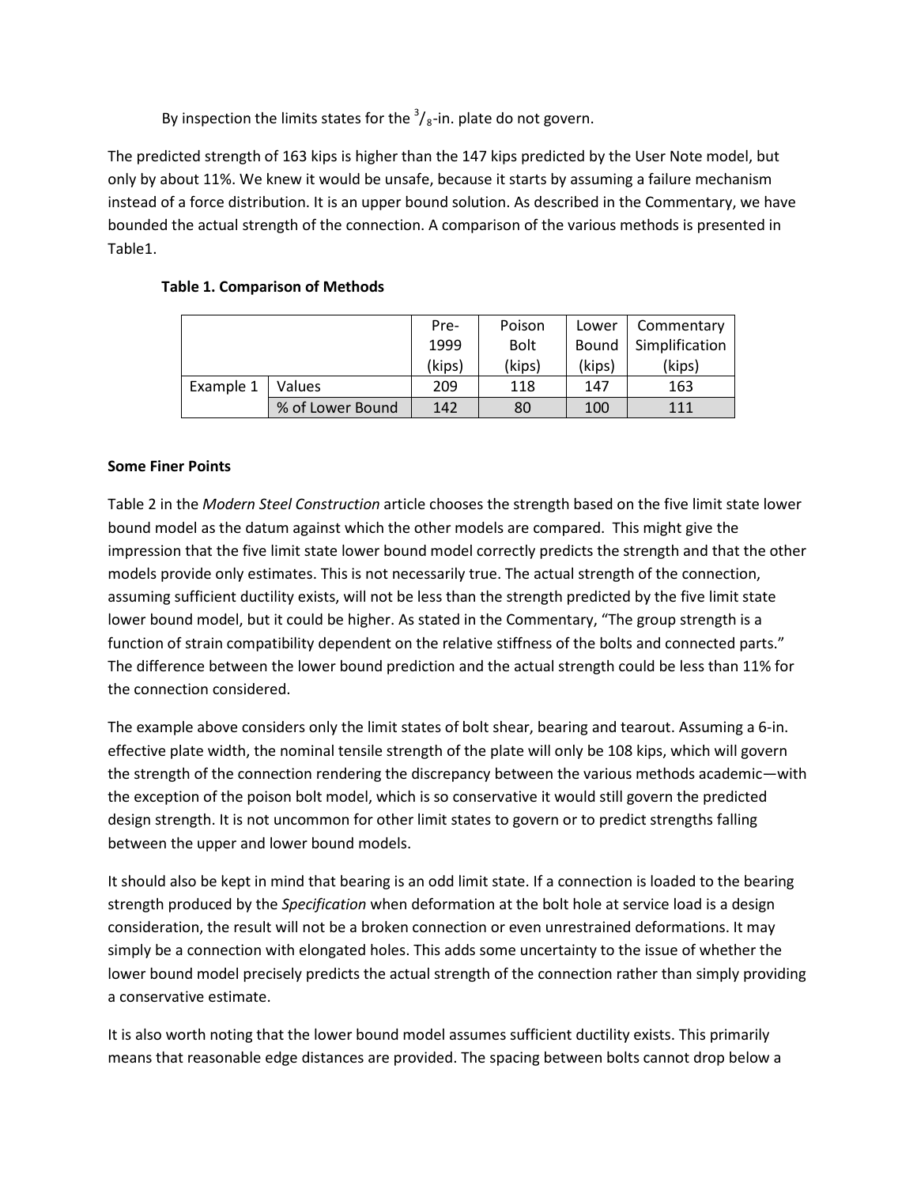By inspection the limits states for the $^{3}/_{8}$-in. plate do not govern.

The predicted strength of 163 kips is higher than the 147 kips predicted by the User Note model, but only by about 11%. We knew it would be unsafe, because it starts by assuming a failure mechanism instead of a force distribution. It is an upper bound solution. As described in the Commentary, we have bounded the actual strength of the connection. A comparison of the various methods is presented in Table1.

**Table 1. Comparison of Methods**

| | | Pre-1999 (kips) | Poison Bolt (kips) | Lower Bound (kips) | Commentary Simplification (kips) |
|---|---|---|---|---|---|
| Example 1 | Values | 209 | 118 | 147 | 163 |
| | % of Lower Bound | 142 | 80 | 100 | 111 |

**Some Finer Points**

Table 2 in the *Modern Steel Construction* article chooses the strength based on the five limit state lower bound model as the datum against which the other models are compared. This might give the impression that the five limit state lower bound model correctly predicts the strength and that the other models provide only estimates. This is not necessarily true. The actual strength of the connection, assuming sufficient ductility exists, will not be less than the strength predicted by the five limit state lower bound model, but it could be higher. As stated in the Commentary, "The group strength is a function of strain compatibility dependent on the relative stiffness of the bolts and connected parts." The difference between the lower bound prediction and the actual strength could be less than 11% for the connection considered.

The example above considers only the limit states of bolt shear, bearing and tearout. Assuming a 6-in. effective plate width, the nominal tensile strength of the plate will only be 108 kips, which will govern the strength of the connection rendering the discrepancy between the various methods academic—with the exception of the poison bolt model, which is so conservative it would still govern the predicted design strength. It is not uncommon for other limit states to govern or to predict strengths falling between the upper and lower bound models.

It should also be kept in mind that bearing is an odd limit state. If a connection is loaded to the bearing strength produced by the *Specification* when deformation at the bolt hole at service load is a design consideration, the result will not be a broken connection or even unrestrained deformations. It may simply be a connection with elongated holes. This adds some uncertainty to the issue of whether the lower bound model precisely predicts the actual strength of the connection rather than simply providing a conservative estimate.

It is also worth noting that the lower bound model assumes sufficient ductility exists. This primarily means that reasonable edge distances are provided. The spacing between bolts cannot drop below a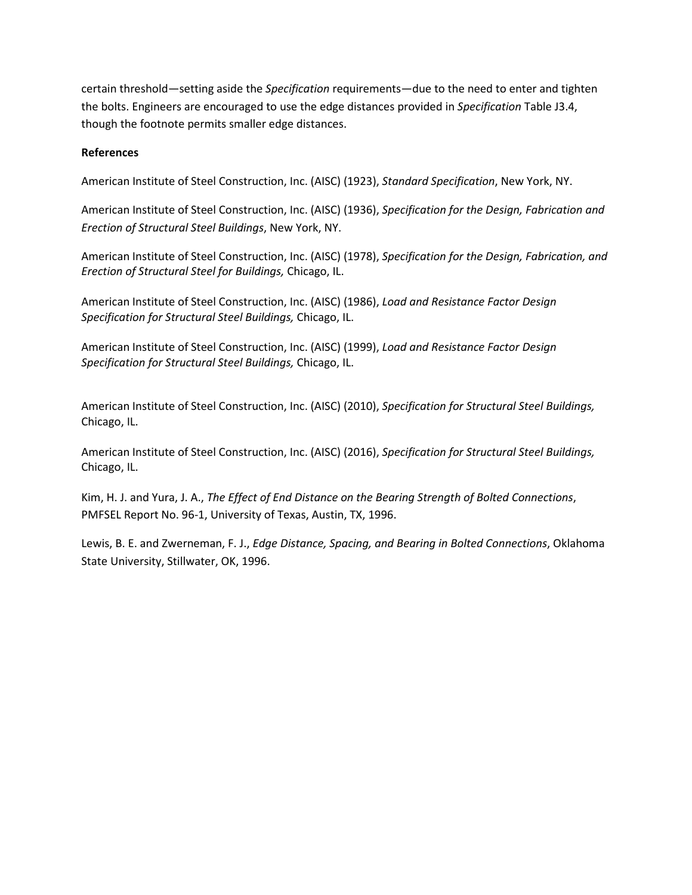certain threshold—setting aside the *Specification* requirements—due to the need to enter and tighten the bolts. Engineers are encouraged to use the edge distances provided in *Specification* Table J3.4, though the footnote permits smaller edge distances.

**References**

American Institute of Steel Construction, Inc. (AISC) (1923), *Standard Specification*, New York, NY.

American Institute of Steel Construction, Inc. (AISC) (1936), *Specification for the Design, Fabrication and Erection of Structural Steel Buildings*, New York, NY.

American Institute of Steel Construction, Inc. (AISC) (1978), *Specification for the Design, Fabrication, and Erection of Structural Steel for Buildings,* Chicago, IL.

American Institute of Steel Construction, Inc. (AISC) (1986), *Load and Resistance Factor Design Specification for Structural Steel Buildings,* Chicago, IL.

American Institute of Steel Construction, Inc. (AISC) (1999), *Load and Resistance Factor Design Specification for Structural Steel Buildings,* Chicago, IL.

American Institute of Steel Construction, Inc. (AISC) (2010), *Specification for Structural Steel Buildings,* Chicago, IL.

American Institute of Steel Construction, Inc. (AISC) (2016), *Specification for Structural Steel Buildings,* Chicago, IL.

Kim, H. J. and Yura, J. A., *The Effect of End Distance on the Bearing Strength of Bolted Connections*, PMFSEL Report No. 96-1, University of Texas, Austin, TX, 1996.

Lewis, B. E. and Zwerneman, F. J., *Edge Distance, Spacing, and Bearing in Bolted Connections*, Oklahoma State University, Stillwater, OK, 1996.